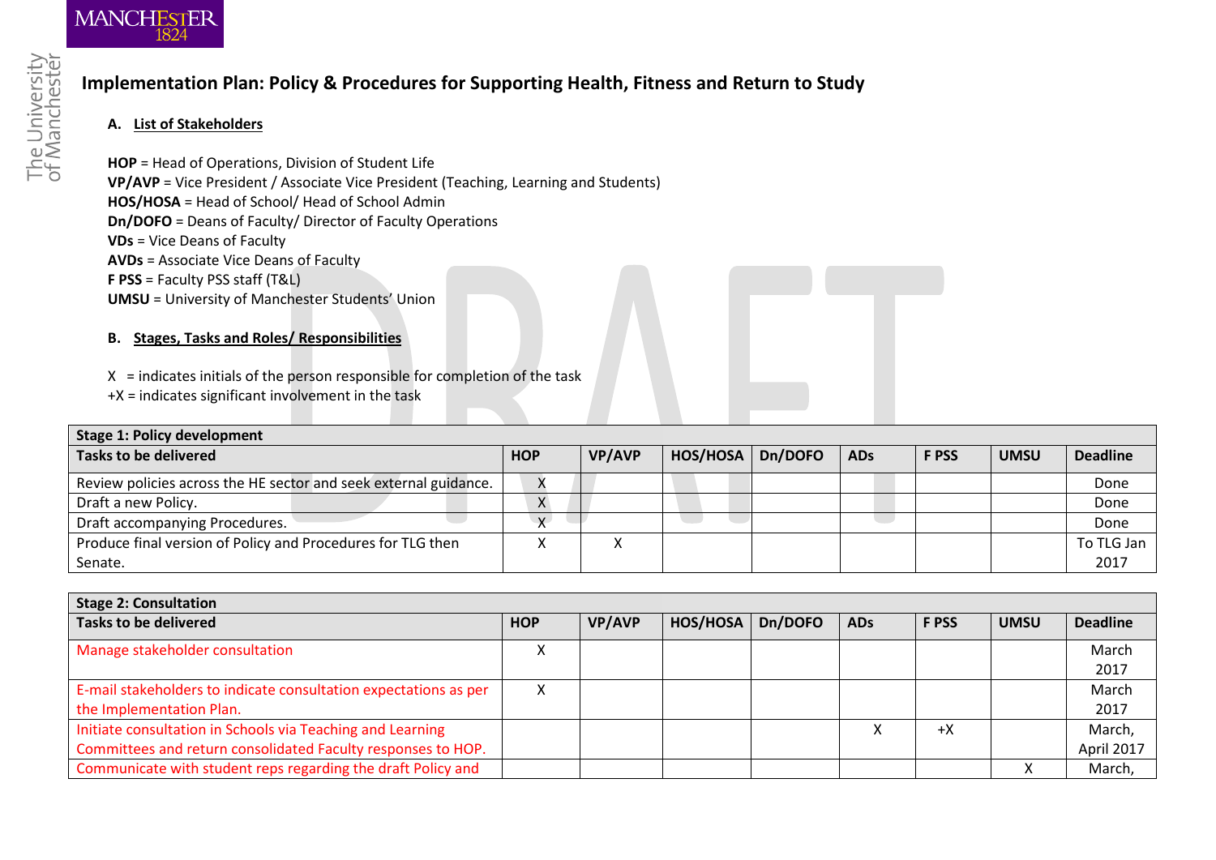# Implementation Plan: Policy & Procedures for Supporting Health, Fitness and Return to Study

## A. List of Stakeholders

**HOP** = Head of Operations, Division of Student Life
**VP/AVP** = Vice President / Associate Vice President (Teaching, Learning and Students)
**HOS/HOSA** = Head of School/ Head of School Admin
**Dn/DOFO** = Deans of Faculty/ Director of Faculty Operations
**VDs** = Vice Deans of Faculty
**AVDs** = Associate Vice Deans of Faculty
**F PSS** = Faculty PSS staff (T&L)
**UMSU** = University of Manchester Students' Union

## B. Stages, Tasks and Roles/ Responsibilities

X = indicates initials of the person responsible for completion of the task
+X = indicates significant involvement in the task

| **Stage 1: Policy development** | | | | | | | | |
|---|---|---|---|---|---|---|---|---|
| **Tasks to be delivered** | **HOP** | **VP/AVP** | **HOS/HOSA** | **Dn/DOFO** | **ADs** | **F PSS** | **UMSU** | **Deadline** |
| Review policies across the HE sector and seek external guidance. | X | | | | | | | Done |
| Draft a new Policy. | X | | | | | | | Done |
| Draft accompanying Procedures. | X | | | | | | | Done |
| Produce final version of Policy and Procedures for TLG then Senate. | X | X | | | | | | To TLG Jan 2017 |

| **Stage 2: Consultation** | | | | | | | | |
|---|---|---|---|---|---|---|---|---|
| **Tasks to be delivered** | **HOP** | **VP/AVP** | **HOS/HOSA** | **Dn/DOFO** | **ADs** | **F PSS** | **UMSU** | **Deadline** |
| Manage stakeholder consultation | X | | | | | | | March 2017 |
| E-mail stakeholders to indicate consultation expectations as per the Implementation Plan. | X | | | | | | | March 2017 |
| Initiate consultation in Schools via Teaching and Learning Committees and return consolidated Faculty responses to HOP. | | | | | X | +X | | March, April 2017 |
| Communicate with student reps regarding the draft Policy and | | | | | | | X | March, |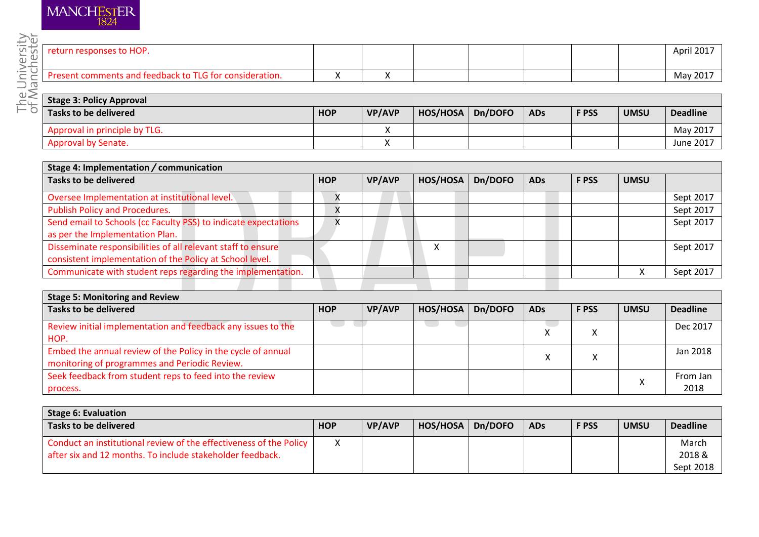| | | | | | | | | |
|---|---|---|---|---|---|---|---|---|
| return responses to HOP. | | | | | | | | April 2017 |
| Present comments and feedback to TLG for consideration. | X | X | | | | | | May 2017 |

| **Stage 3: Policy Approval** | | | | | | | | |
|---|---|---|---|---|---|---|---|---|
| **Tasks to be delivered** | **HOP** | **VP/AVP** | **HOS/HOSA** | **Dn/DOFO** | **ADs** | **F PSS** | **UMSU** | **Deadline** |
| Approval in principle by TLG. | | X | | | | | | May 2017 |
| Approval by Senate. | | X | | | | | | June 2017 |

| **Stage 4: Implementation / communication** | | | | | | | | |
|---|---|---|---|---|---|---|---|---|
| **Tasks to be delivered** | **HOP** | **VP/AVP** | **HOS/HOSA** | **Dn/DOFO** | **ADs** | **F PSS** | **UMSU** | |
| Oversee Implementation at institutional level. | X | | | | | | | Sept 2017 |
| Publish Policy and Procedures. | X | | | | | | | Sept 2017 |
| Send email to Schools (cc Faculty PSS) to indicate expectations as per the Implementation Plan. | X | | | | | | | Sept 2017 |
| Disseminate responsibilities of all relevant staff to ensure consistent implementation of the Policy at School level. | | | X | | | | | Sept 2017 |
| Communicate with student reps regarding the implementation. | | | | | | | X | Sept 2017 |

| **Stage 5: Monitoring and Review** | | | | | | | | |
|---|---|---|---|---|---|---|---|---|
| **Tasks to be delivered** | **HOP** | **VP/AVP** | **HOS/HOSA** | **Dn/DOFO** | **ADs** | **F PSS** | **UMSU** | **Deadline** |
| Review initial implementation and feedback any issues to the HOP. | | | | | X | X | | Dec 2017 |
| Embed the annual review of the Policy in the cycle of annual monitoring of programmes and Periodic Review. | | | | | X | X | | Jan 2018 |
| Seek feedback from student reps to feed into the review process. | | | | | | | X | From Jan 2018 |

| **Stage 6: Evaluation** | | | | | | | | |
|---|---|---|---|---|---|---|---|---|
| **Tasks to be delivered** | **HOP** | **VP/AVP** | **HOS/HOSA** | **Dn/DOFO** | **ADs** | **F PSS** | **UMSU** | **Deadline** |
| Conduct an institutional review of the effectiveness of the Policy after six and 12 months. To include stakeholder feedback. | X | | | | | | | March 2018 & Sept 2018 |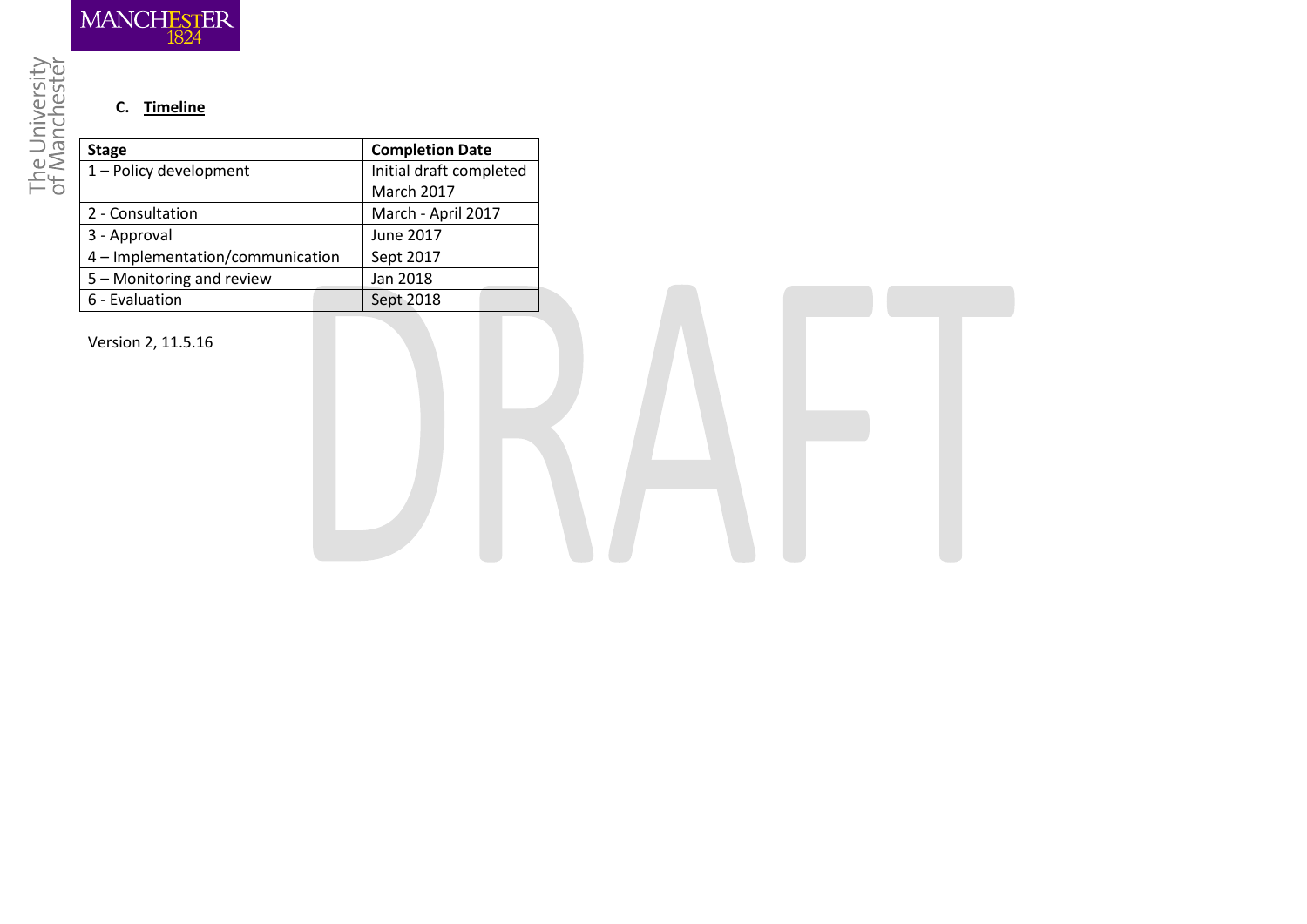### C. Timeline

| Stage | Completion Date |
| --- | --- |
| 1 – Policy development | Initial draft completed March 2017 |
| 2 - Consultation | March - April 2017 |
| 3 - Approval | June 2017 |
| 4 – Implementation/communication | Sept 2017 |
| 5 – Monitoring and review | Jan 2018 |
| 6 - Evaluation | Sept 2018 |

Version 2, 11.5.16